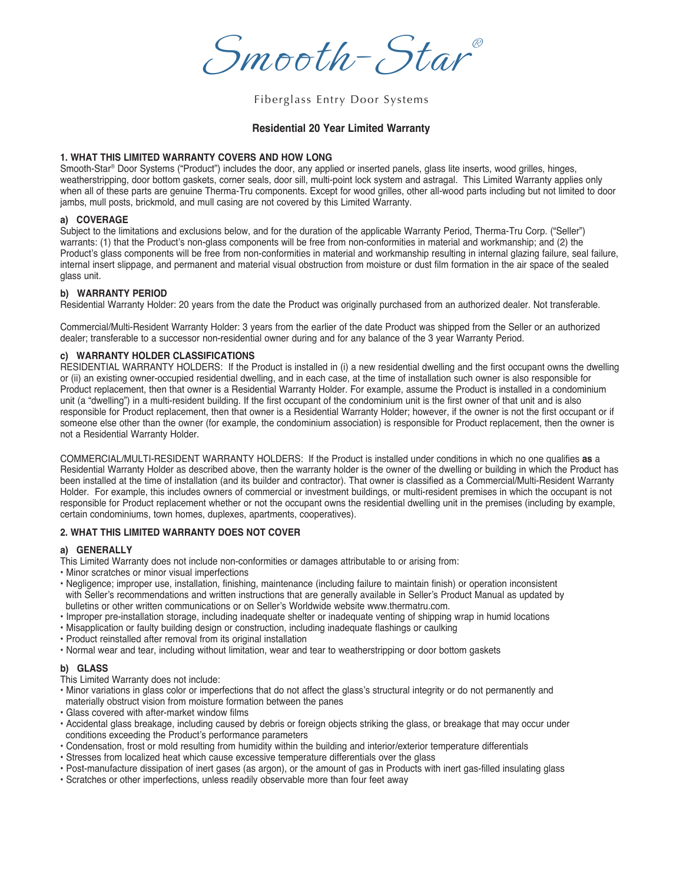# Smooth-Star®

Fiberglass Entry Door Systems

## Residential 20 Year Limited Warranty

### 1. WHAT THIS LIMITED WARRANTY COVERS AND HOW LONG

Smooth-Star® Door Systems ("Product") includes the door, any applied or inserted panels, glass lite inserts, wood grilles, hinges, weatherstripping, door bottom gaskets, corner seals, door sill, multi-point lock system and astragal. This Limited Warranty applies only when all of these parts are genuine Therma-Tru components. Except for wood grilles, other all-wood parts including but not limited to door jambs, mull posts, brickmold, and mull casing are not covered by this Limited Warranty.

#### a) COVERAGE

Subject to the limitations and exclusions below, and for the duration of the applicable Warranty Period, Therma-Tru Corp. ("Seller") warrants: (1) that the Product's non-glass components will be free from non-conformities in material and workmanship; and (2) the Product's glass components will be free from non-conformities in material and workmanship resulting in internal glazing failure, seal failure, internal insert slippage, and permanent and material visual obstruction from moisture or dust film formation in the air space of the sealed glass unit.

#### b) WARRANTY PERIOD

Residential Warranty Holder: 20 years from the date the Product was originally purchased from an authorized dealer. Not transferable.

Commercial/Multi-Resident Warranty Holder: 3 years from the earlier of the date Product was shipped from the Seller or an authorized dealer; transferable to a successor non-residential owner during and for any balance of the 3 year Warranty Period.

#### c) WARRANTY HOLDER CLASSIFICATIONS

RESIDENTIAL WARRANTY HOLDERS: If the Product is installed in (i) a new residential dwelling and the first occupant owns the dwelling or (ii) an existing owner-occupied residential dwelling, and in each case, at the time of installation such owner is also responsible for Product replacement, then that owner is a Residential Warranty Holder. For example, assume the Product is installed in a condominium unit (a "dwelling") in a multi-resident building. If the first occupant of the condominium unit is the first owner of that unit and is also responsible for Product replacement, then that owner is a Residential Warranty Holder; however, if the owner is not the first occupant or if someone else other than the owner (for example, the condominium association) is responsible for Product replacement, then the owner is not a Residential Warranty Holder.

COMMERCIAL/MULTI-RESIDENT WARRANTY HOLDERS: If the Product is installed under conditions in which no one qualifies **as** a Residential Warranty Holder as described above, then the warranty holder is the owner of the dwelling or building in which the Product has been installed at the time of installation (and its builder and contractor). That owner is classified as a Commercial/Multi-Resident Warranty Holder. For example, this includes owners of commercial or investment buildings, or multi-resident premises in which the occupant is not responsible for Product replacement whether or not the occupant owns the residential dwelling unit in the premises (including by example, certain condominiums, town homes, duplexes, apartments, cooperatives).

### 2. WHAT THIS LIMITED WARRANTY DOES NOT COVER

#### a) GENERALLY

This Limited Warranty does not include non-conformities or damages attributable to or arising from:

- Minor scratches or minor visual imperfections
- Negligence; improper use, installation, finishing, maintenance (including failure to maintain finish) or operation inconsistent with Seller's recommendations and written instructions that are generally available in Seller's Product Manual as updated by bulletins or other written communications or on Seller's Worldwide website www.thermatru.com.
- Improper pre-installation storage, including inadequate shelter or inadequate venting of shipping wrap in humid locations
- Misapplication or faulty building design or construction, including inadequate flashings or caulking
- Product reinstalled after removal from its original installation
- Normal wear and tear, including without limitation, wear and tear to weatherstripping or door bottom gaskets

#### b) GLASS

This Limited Warranty does not include:

- Minor variations in glass color or imperfections that do not affect the glass's structural integrity or do not permanently and materially obstruct vision from moisture formation between the panes
- Glass covered with after-market window films
- Accidental glass breakage, including caused by debris or foreign objects striking the glass, or breakage that may occur under conditions exceeding the Product's performance parameters
- Condensation, frost or mold resulting from humidity within the building and interior/exterior temperature differentials
- Stresses from localized heat which cause excessive temperature differentials over the glass
- Post-manufacture dissipation of inert gases (as argon), or the amount of gas in Products with inert gas-filled insulating glass
- Scratches or other imperfections, unless readily observable more than four feet away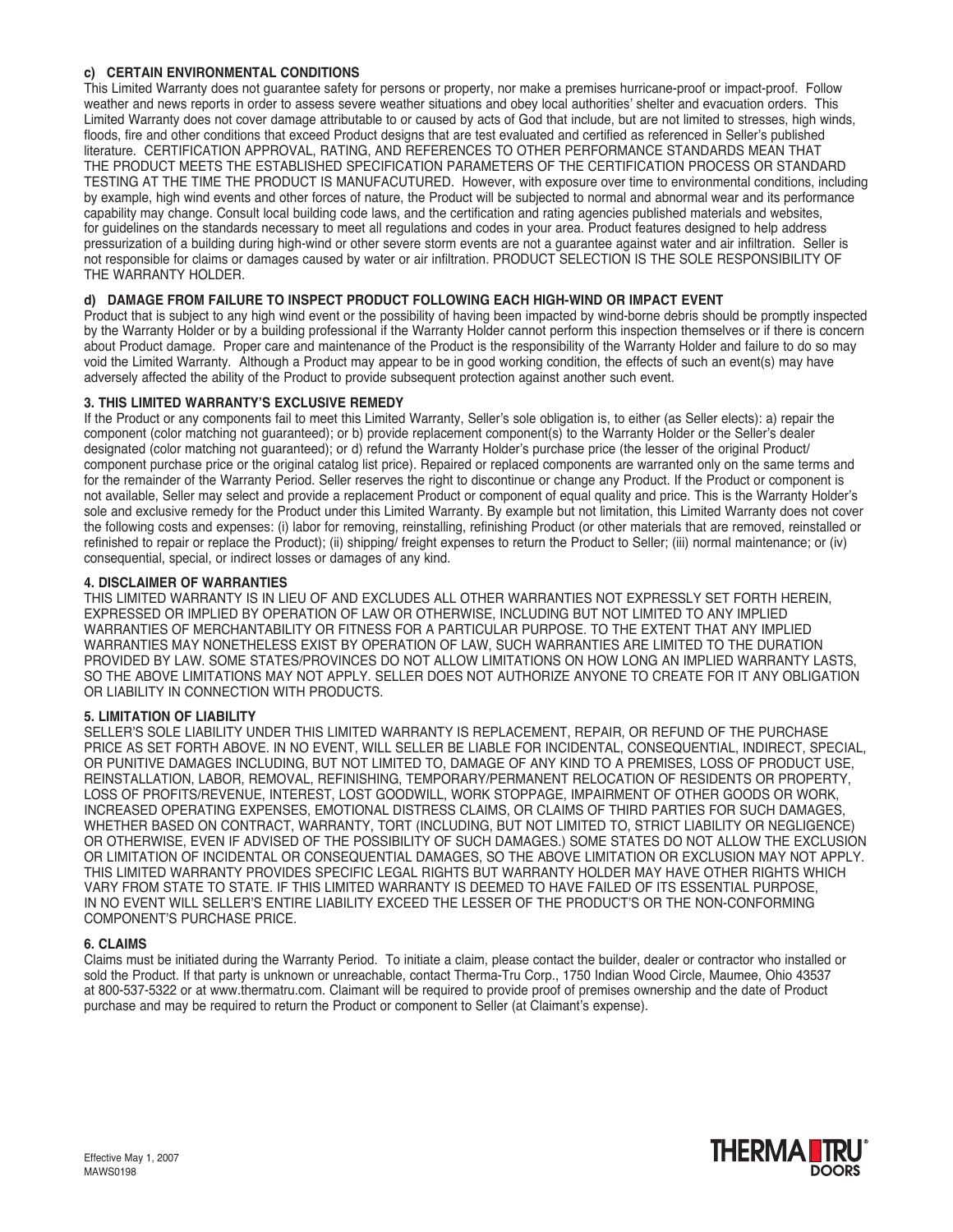#### c) CERTAIN ENVIRONMENTAL CONDITIONS

This Limited Warranty does not guarantee safety for persons or property, nor make a premises hurricane-proof or impact-proof. Follow weather and news reports in order to assess severe weather situations and obey local authorities' shelter and evacuation orders. This Limited Warranty does not cover damage attributable to or caused by acts of God that include, but are not limited to stresses, high winds, floods, fire and other conditions that exceed Product designs that are test evaluated and certified as referenced in Seller's published literature. CERTIFICATION APPROVAL, RATING, AND REFERENCES TO OTHER PERFORMANCE STANDARDS MEAN THAT THE PRODUCT MEETS THE ESTABLISHED SPECIFICATION PARAMETERS OF THE CERTIFICATION PROCESS OR STANDARD TESTING AT THE TIME THE PRODUCT IS MANUFACUTURED. However, with exposure over time to environmental conditions, including by example, high wind events and other forces of nature, the Product will be subjected to normal and abnormal wear and its performance capability may change. Consult local building code laws, and the certification and rating agencies published materials and websites, for guidelines on the standards necessary to meet all regulations and codes in your area. Product features designed to help address pressurization of a building during high-wind or other severe storm events are not a guarantee against water and air infiltration. Seller is not responsible for claims or damages caused by water or air infiltration. PRODUCT SELECTION IS THE SOLE RESPONSIBILITY OF THE WARRANTY HOLDER.

#### d) DAMAGE FROM FAILURE TO INSPECT PRODUCT FOLLOWING EACH HIGH-WIND OR IMPACT EVENT

Product that is subject to any high wind event or the possibility of having been impacted by wind-borne debris should be promptly inspected by the Warranty Holder or by a building professional if the Warranty Holder cannot perform this inspection themselves or if there is concern about Product damage. Proper care and maintenance of the Product is the responsibility of the Warranty Holder and failure to do so may void the Limited Warranty. Although a Product may appear to be in good working condition, the effects of such an event(s) may have adversely affected the ability of the Product to provide subsequent protection against another such event.

### 3. THIS LIMITED WARRANTY'S EXCLUSIVE REMEDY

If the Product or any components fail to meet this Limited Warranty, Seller's sole obligation is, to either (as Seller elects): a) repair the component (color matching not guaranteed); or b) provide replacement component(s) to the Warranty Holder or the Seller's dealer designated (color matching not guaranteed); or d) refund the Warranty Holder's purchase price (the lesser of the original Product/ component purchase price or the original catalog list price). Repaired or replaced components are warranted only on the same terms and for the remainder of the Warranty Period. Seller reserves the right to discontinue or change any Product. If the Product or component is not available, Seller may select and provide a replacement Product or component of equal quality and price. This is the Warranty Holder's sole and exclusive remedy for the Product under this Limited Warranty. By example but not limitation, this Limited Warranty does not cover the following costs and expenses: (i) labor for removing, reinstalling, refinishing Product (or other materials that are removed, reinstalled or refinished to repair or replace the Product); (ii) shipping/ freight expenses to return the Product to Seller; (iii) normal maintenance; or (iv) consequential, special, or indirect losses or damages of any kind.

### 4. DISCLAIMER OF WARRANTIES

THIS LIMITED WARRANTY IS IN LIEU OF AND EXCLUDES ALL OTHER WARRANTIES NOT EXPRESSLY SET FORTH HEREIN, EXPRESSED OR IMPLIED BY OPERATION OF LAW OR OTHERWISE, INCLUDING BUT NOT LIMITED TO ANY IMPLIED WARRANTIES OF MERCHANTABILITY OR FITNESS FOR A PARTICULAR PURPOSE. TO THE EXTENT THAT ANY IMPLIED WARRANTIES MAY NONETHELESS EXIST BY OPERATION OF LAW, SUCH WARRANTIES ARE LIMITED TO THE DURATION PROVIDED BY LAW. SOME STATES/PROVINCES DO NOT ALLOW LIMITATIONS ON HOW LONG AN IMPLIED WARRANTY LASTS, SO THE ABOVE LIMITATIONS MAY NOT APPLY. SELLER DOES NOT AUTHORIZE ANYONE TO CREATE FOR IT ANY OBLIGATION OR LIABILITY IN CONNECTION WITH PRODUCTS.

### 5. LIMITATION OF LIABILITY

SELLER'S SOLE LIABILITY UNDER THIS LIMITED WARRANTY IS REPLACEMENT, REPAIR, OR REFUND OF THE PURCHASE PRICE AS SET FORTH ABOVE. IN NO EVENT, WILL SELLER BE LIABLE FOR INCIDENTAL, CONSEQUENTIAL, INDIRECT, SPECIAL, OR PUNITIVE DAMAGES INCLUDING, BUT NOT LIMITED TO, DAMAGE OF ANY KIND TO A PREMISES, LOSS OF PRODUCT USE, REINSTALLATION, LABOR, REMOVAL, REFINISHING, TEMPORARY/PERMANENT RELOCATION OF RESIDENTS OR PROPERTY, LOSS OF PROFITS/REVENUE, INTEREST, LOST GOODWILL, WORK STOPPAGE, IMPAIRMENT OF OTHER GOODS OR WORK, INCREASED OPERATING EXPENSES, EMOTIONAL DISTRESS CLAIMS, OR CLAIMS OF THIRD PARTIES FOR SUCH DAMAGES, WHETHER BASED ON CONTRACT, WARRANTY, TORT (INCLUDING, BUT NOT LIMITED TO, STRICT LIABILITY OR NEGLIGENCE) OR OTHERWISE, EVEN IF ADVISED OF THE POSSIBILITY OF SUCH DAMAGES.) SOME STATES DO NOT ALLOW THE EXCLUSION OR LIMITATION OF INCIDENTAL OR CONSEQUENTIAL DAMAGES, SO THE ABOVE LIMITATION OR EXCLUSION MAY NOT APPLY. THIS LIMITED WARRANTY PROVIDES SPECIFIC LEGAL RIGHTS BUT WARRANTY HOLDER MAY HAVE OTHER RIGHTS WHICH VARY FROM STATE TO STATE. IF THIS LIMITED WARRANTY IS DEEMED TO HAVE FAILED OF ITS ESSENTIAL PURPOSE, IN NO EVENT WILL SELLER'S ENTIRE LIABILITY EXCEED THE LESSER OF THE PRODUCT'S OR THE NON-CONFORMING COMPONENT'S PURCHASE PRICE.

### 6. CLAIMS

Claims must be initiated during the Warranty Period. To initiate a claim, please contact the builder, dealer or contractor who installed or sold the Product. If that party is unknown or unreachable, contact Therma-Tru Corp., 1750 Indian Wood Circle, Maumee, Ohio 43537 at 800-537-5322 or at www.thermatru.com. Claimant will be required to provide proof of premises ownership and the date of Product purchase and may be required to return the Product or component to Seller (at Claimant's expense).

Effective May 1, 2007
MAWS0198

THERMA TRU® DOORS